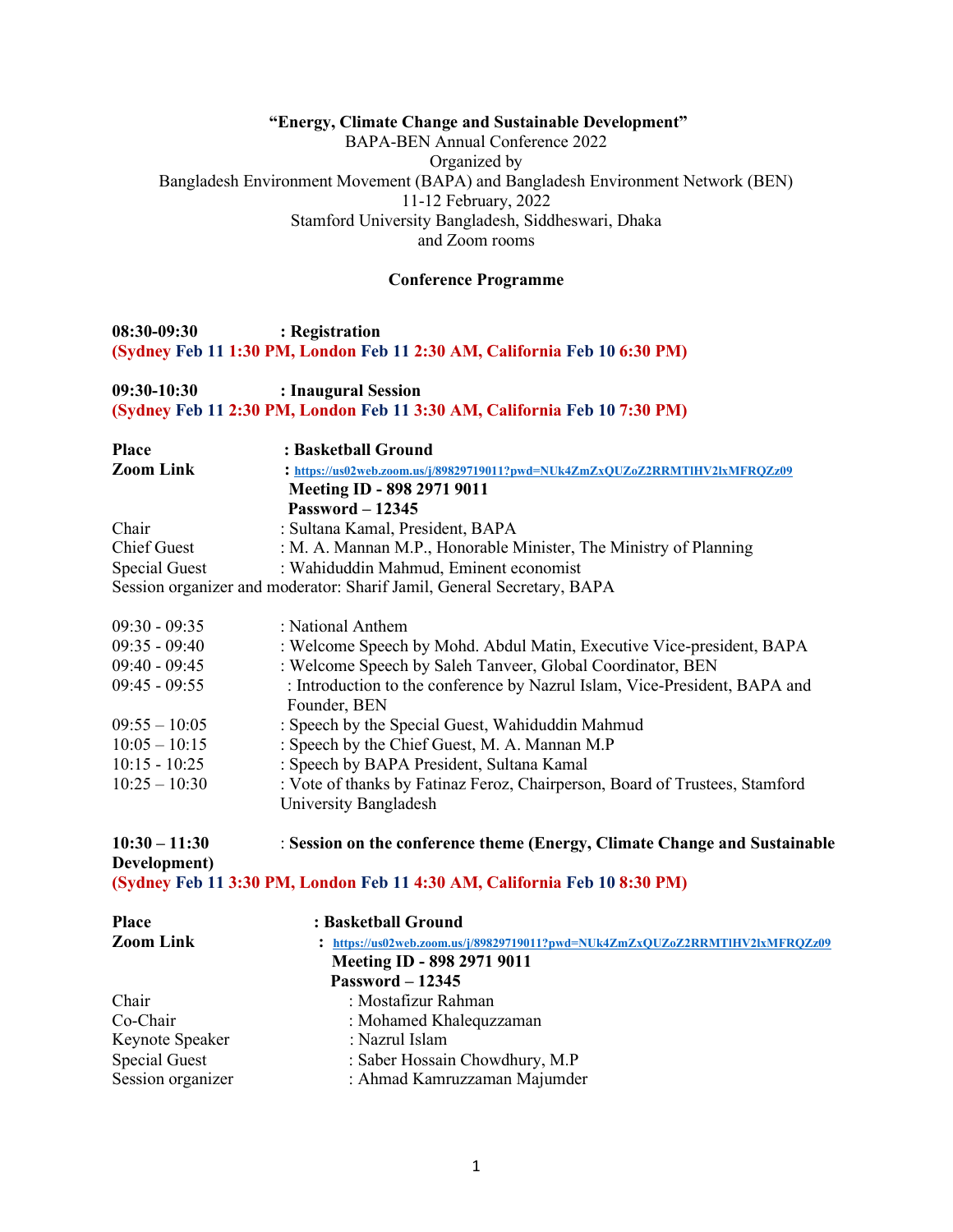**"Energy, Climate Change and Sustainable Development"**
BAPA-BEN Annual Conference 2022
Organized by
Bangladesh Environment Movement (BAPA) and Bangladesh Environment Network (BEN)
11-12 February, 2022
Stamford University Bangladesh, Siddheswari, Dhaka
and Zoom rooms

**Conference Programme**

**08:30-09:30 : Registration**
**(Sydney Feb 11 1:30 PM, London Feb 11 2:30 AM, California Feb 10 6:30 PM)**

**09:30-10:30 : Inaugural Session**
**(Sydney Feb 11 2:30 PM, London Feb 11 3:30 AM, California Feb 10 7:30 PM)**

**Place** : **Basketball Ground**
**Zoom Link** : https://us02web.zoom.us/j/89829719011?pwd=NUk4ZmZxQUZoZ2RRMTlHV2lxMFRQZz09
**Meeting ID - 898 2971 9011**
**Password – 12345**
Chair : Sultana Kamal, President, BAPA
Chief Guest : M. A. Mannan M.P., Honorable Minister, The Ministry of Planning
Special Guest : Wahiduddin Mahmud, Eminent economist
Session organizer and moderator: Sharif Jamil, General Secretary, BAPA

09:30 - 09:35 : National Anthem
09:35 - 09:40 : Welcome Speech by Mohd. Abdul Matin, Executive Vice-president, BAPA
09:40 - 09:45 : Welcome Speech by Saleh Tanveer, Global Coordinator, BEN
09:45 - 09:55 : Introduction to the conference by Nazrul Islam, Vice-President, BAPA and Founder, BEN
09:55 – 10:05 : Speech by the Special Guest, Wahiduddin Mahmud
10:05 – 10:15 : Speech by the Chief Guest, M. A. Mannan M.P
10:15 - 10:25 : Speech by BAPA President, Sultana Kamal
10:25 – 10:30 : Vote of thanks by Fatinaz Feroz, Chairperson, Board of Trustees, Stamford University Bangladesh

**10:30 – 11:30 : Session on the conference theme (Energy, Climate Change and Sustainable Development)**
**(Sydney Feb 11 3:30 PM, London Feb 11 4:30 AM, California Feb 10 8:30 PM)**

**Place** : **Basketball Ground**
**Zoom Link** : https://us02web.zoom.us/j/89829719011?pwd=NUk4ZmZxQUZoZ2RRMTlHV2lxMFRQZz09
**Meeting ID - 898 2971 9011**
**Password – 12345**
Chair : Mostafizur Rahman
Co-Chair : Mohamed Khalequzzaman
Keynote Speaker : Nazrul Islam
Special Guest : Saber Hossain Chowdhury, M.P
Session organizer : Ahmad Kamruzzaman Majumder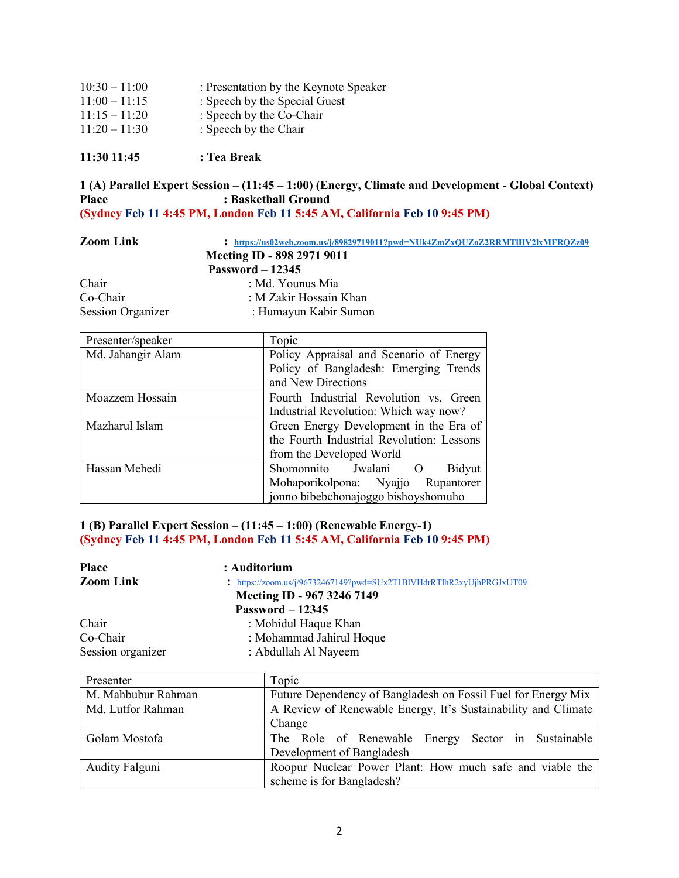10:30 – 11:00 : Presentation by the Keynote Speaker
11:00 – 11:15 : Speech by the Special Guest
11:15 – 11:20 : Speech by the Co-Chair
11:20 – 11:30 : Speech by the Chair

**11:30 11:45 : Tea Break**

**1 (A) Parallel Expert Session – (11:45 – 1:00) (Energy, Climate and Development - Global Context)**
**Place : Basketball Ground**
**(Sydney Feb 11 4:45 PM, London Feb 11 5:45 AM, California Feb 10 9:45 PM)**

**Zoom Link : https://us02web.zoom.us/j/89829719011?pwd=NUk4ZmZxQUZoZ2RRMTlHV2lxMFRQZz09**
**Meeting ID - 898 2971 9011**
**Password – 12345**

Chair : Md. Younus Mia
Co-Chair : M Zakir Hossain Khan
Session Organizer : Humayun Kabir Sumon

| Presenter/speaker | Topic |
|---|---|
| Md. Jahangir Alam | Policy Appraisal and Scenario of Energy Policy of Bangladesh: Emerging Trends and New Directions |
| Moazzem Hossain | Fourth Industrial Revolution vs. Green Industrial Revolution: Which way now? |
| Mazharul Islam | Green Energy Development in the Era of the Fourth Industrial Revolution: Lessons from the Developed World |
| Hassan Mehedi | Shomonnito Jwalani O Bidyut Mohaporikolpona: Nyajjo Rupantorer jonno bibebchonajoggo bishoyshomuho |

**1 (B) Parallel Expert Session – (11:45 – 1:00) (Renewable Energy-1)**
**(Sydney Feb 11 4:45 PM, London Feb 11 5:45 AM, California Feb 10 9:45 PM)**

**Place : Auditorium**
**Zoom Link : https://zoom.us/j/96732467149?pwd=SUx2T1BlVHdrRTlhR2xyUjhPRGJxUT09**
**Meeting ID - 967 3246 7149**
**Password – 12345**

Chair : Mohidul Haque Khan
Co-Chair : Mohammad Jahirul Hoque
Session organizer : Abdullah Al Nayeem

| Presenter | Topic |
|---|---|
| M. Mahbubur Rahman | Future Dependency of Bangladesh on Fossil Fuel for Energy Mix |
| Md. Lutfor Rahman | A Review of Renewable Energy, It's Sustainability and Climate Change |
| Golam Mostofa | The Role of Renewable Energy Sector in Sustainable Development of Bangladesh |
| Audity Falguni | Roopur Nuclear Power Plant: How much safe and viable the scheme is for Bangladesh? |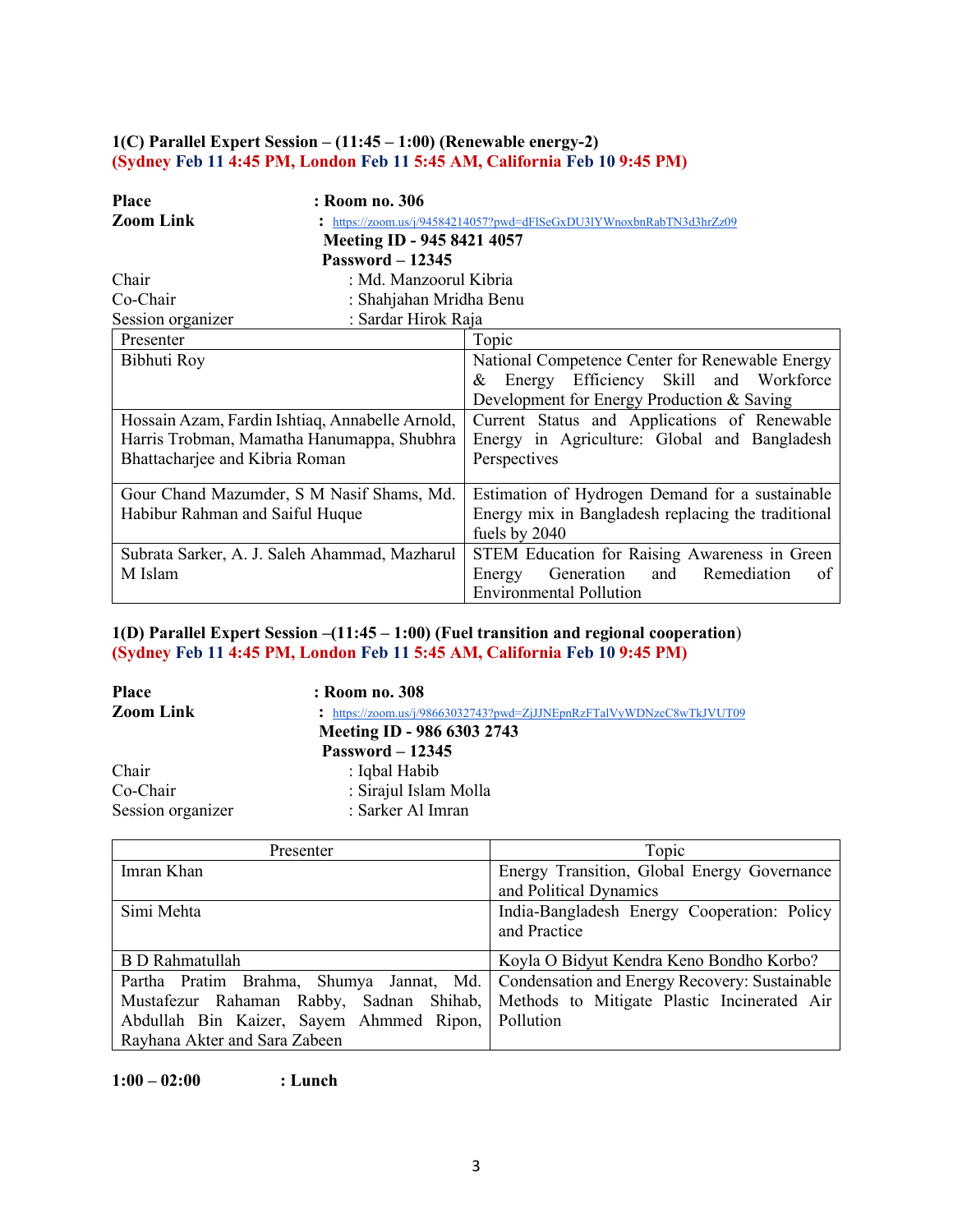**1(C) Parallel Expert Session – (11:45 – 1:00) (Renewable energy-2)**
**(Sydney Feb 11 4:45 PM, London Feb 11 5:45 AM, California Feb 10 9:45 PM)**

**Place** : **Room no. 306**
**Zoom Link** : https://zoom.us/j/94584214057?pwd=dFlSeGxDU3lYWnoxbnRabTN3d3hrZz09
**Meeting ID - 945 8421 4057**
**Password – 12345**
Chair : Md. Manzoorul Kibria
Co-Chair : Shahjahan Mridha Benu
Session organizer : Sardar Hirok Raja

| Presenter | Topic |
|---|---|
| Bibhuti Roy | National Competence Center for Renewable Energy & Energy Efficiency Skill and Workforce Development for Energy Production & Saving |
| Hossain Azam, Fardin Ishtiaq, Annabelle Arnold, Harris Trobman, Mamatha Hanumappa, Shubhra Bhattacharjee and Kibria Roman | Current Status and Applications of Renewable Energy in Agriculture: Global and Bangladesh Perspectives |
| Gour Chand Mazumder, S M Nasif Shams, Md. Habibur Rahman and Saiful Huque | Estimation of Hydrogen Demand for a sustainable Energy mix in Bangladesh replacing the traditional fuels by 2040 |
| Subrata Sarker, A. J. Saleh Ahammad, Mazharul M Islam | STEM Education for Raising Awareness in Green Energy Generation and Remediation of Environmental Pollution |

**1(D) Parallel Expert Session –(11:45 – 1:00) (Fuel transition and regional cooperation)**
**(Sydney Feb 11 4:45 PM, London Feb 11 5:45 AM, California Feb 10 9:45 PM)**

**Place** : **Room no. 308**
**Zoom Link** : https://zoom.us/j/98663032743?pwd=ZjJJNEpnRzFTalVyWDNzcC8wTkJVUT09
**Meeting ID - 986 6303 2743**
**Password – 12345**
Chair : Iqbal Habib
Co-Chair : Sirajul Islam Molla
Session organizer : Sarker Al Imran

| Presenter | Topic |
|---|---|
| Imran Khan | Energy Transition, Global Energy Governance and Political Dynamics |
| Simi Mehta | India-Bangladesh Energy Cooperation: Policy and Practice |
| B D Rahmatullah | Koyla O Bidyut Kendra Keno Bondho Korbo? |
| Partha Pratim Brahma, Shumya Jannat, Md. Mustafezur Rahaman Rabby, Sadnan Shihab, Abdullah Bin Kaizer, Sayem Ahmmed Ripon, Rayhana Akter and Sara Zabeen | Condensation and Energy Recovery: Sustainable Methods to Mitigate Plastic Incinerated Air Pollution |

**1:00 – 02:00** : **Lunch**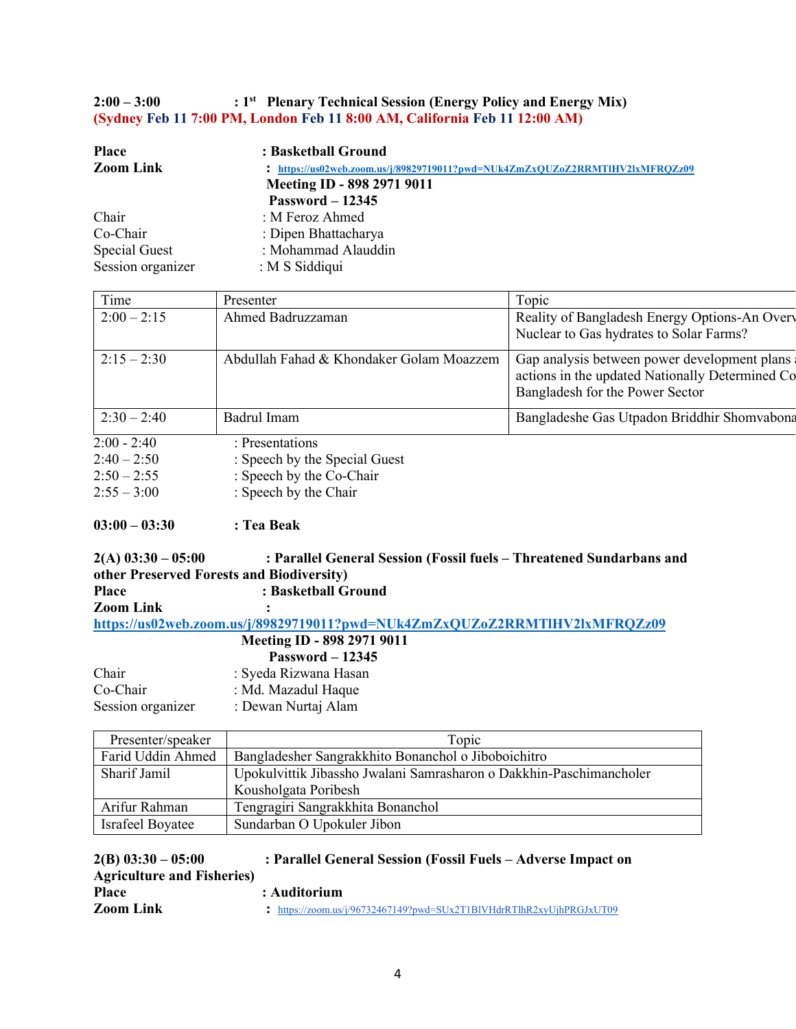**2:00 – 3:00 : 1st Plenary Technical Session (Energy Policy and Energy Mix)**
**(Sydney Feb 11 7:00 PM, London Feb 11 8:00 AM, California Feb 11 12:00 AM)**

**Place** : **Basketball Ground**
**Zoom Link** : **https://us02web.zoom.us/j/89829719011?pwd=NUk4ZmZxQUZoZ2RRMTlHV2lxMFRQZz09**
**Meeting ID - 898 2971 9011**
**Password – 12345**
Chair : M Feroz Ahmed
Co-Chair : Dipen Bhattacharya
Special Guest : Mohammad Alauddin
Session organizer : M S Siddiqui

| Time | Presenter | Topic |
|---|---|---|
| 2:00 – 2:15 | Ahmed Badruzzaman | Reality of Bangladesh Energy Options-An Overv Nuclear to Gas hydrates to Solar Farms? |
| 2:15 – 2:30 | Abdullah Fahad & Khondaker Golam Moazzem | Gap analysis between power development plans actions in the updated Nationally Determined Co Bangladesh for the Power Sector |
| 2:30 – 2:40 | Badrul Imam | Bangladeshe Gas Utpadon Briddhir Shomvabona |

2:00 - 2:40 : Presentations
2:40 – 2:50 : Speech by the Special Guest
2:50 – 2:55 : Speech by the Co-Chair
2:55 – 3:00 : Speech by the Chair

**03:00 – 03:30 : Tea Beak**

**2(A) 03:30 – 05:00 : Parallel General Session (Fossil fuels – Threatened Sundarbans and other Preserved Forests and Biodiversity)**
**Place** : **Basketball Ground**
**Zoom Link** :
**https://us02web.zoom.us/j/89829719011?pwd=NUk4ZmZxQUZoZ2RRMTlHV2lxMFRQZz09**
**Meeting ID - 898 2971 9011**
**Password – 12345**
Chair : Syeda Rizwana Hasan
Co-Chair : Md. Mazadul Haque
Session organizer : Dewan Nurtaj Alam

| Presenter/speaker | Topic |
|---|---|
| Farid Uddin Ahmed | Bangladesher Sangrakkhito Bonanchol o Jiboboichitro |
| Sharif Jamil | Upokulvittik Jibassho Jwalani Samrasharon o Dakkhin-Paschimancholer Kousholgata Poribesh |
| Arifur Rahman | Tengragiri Sangrakkhita Bonanchol |
| Israfeel Boyatee | Sundarban O Upokuler Jibon |

**2(B) 03:30 – 05:00 : Parallel General Session (Fossil Fuels – Adverse Impact on Agriculture and Fisheries)**
**Place** : **Auditorium**
**Zoom Link** : https://zoom.us/j/96732467149?pwd=SUx2T1BlVHdrRTlhR2xyUjhPRGJxUT09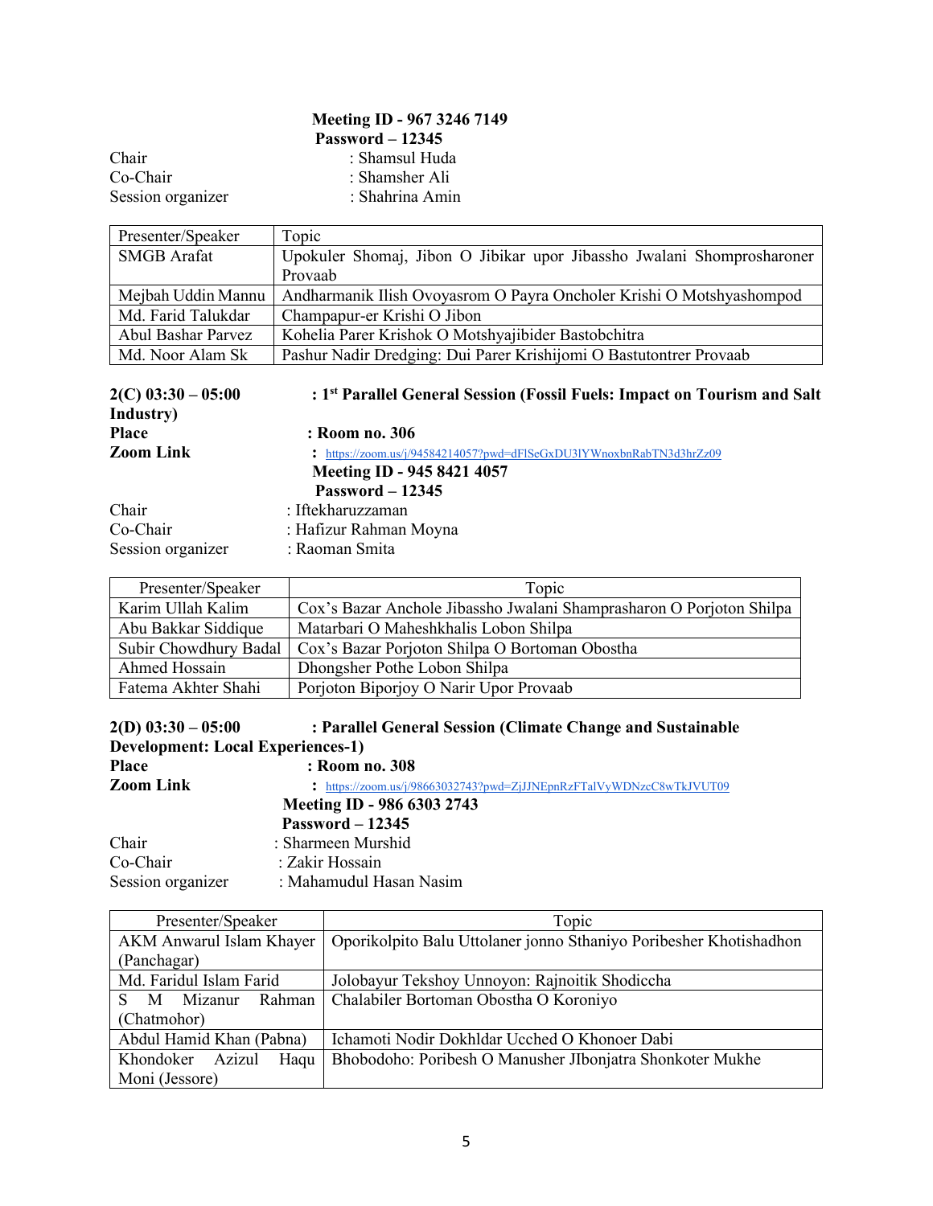**Meeting ID - 967 3246 7149**
**Password – 12345**

Chair : Shamsul Huda
Co-Chair : Shamsher Ali
Session organizer : Shahrina Amin

| Presenter/Speaker | Topic |
|---|---|
| SMGB Arafat | Upokuler Shomaj, Jibon O Jibikar upor Jibassho Jwalani Shomprosharoner Provaab |
| Mejbah Uddin Mannu | Andharmanik Ilish Ovoyasrom O Payra Oncholer Krishi O Motshyashompod |
| Md. Farid Talukdar | Champapur-er Krishi O Jibon |
| Abul Bashar Parvez | Kohelia Parer Krishok O Motshyajibider Bastobchitra |
| Md. Noor Alam Sk | Pashur Nadir Dredging: Dui Parer Krishijomi O Bastutontrer Provaab |

**2(C) 03:30 – 05:00 : 1st Parallel General Session (Fossil Fuels: Impact on Tourism and Salt Industry)**

**Place : Room no. 306**

**Zoom Link :** https://zoom.us/j/94584214057?pwd=dFlSeGxDU3lYWnoxbnRabTN3d3hrZz09

**Meeting ID - 945 8421 4057**
**Password – 12345**

Chair : Iftekharuzzaman
Co-Chair : Hafizur Rahman Moyna
Session organizer : Raoman Smita

| Presenter/Speaker | Topic |
|---|---|
| Karim Ullah Kalim | Cox's Bazar Anchole Jibassho Jwalani Shamprasharon O Porjoton Shilpa |
| Abu Bakkar Siddique | Matarbari O Maheshkhalis Lobon Shilpa |
| Subir Chowdhury Badal | Cox's Bazar Porjoton Shilpa O Bortoman Obostha |
| Ahmed Hossain | Dhongsher Pothe Lobon Shilpa |
| Fatema Akhter Shahi | Porjoton Biporjoy O Narir Upor Provaab |

**2(D) 03:30 – 05:00 : Parallel General Session (Climate Change and Sustainable Development: Local Experiences-1)**

**Place : Room no. 308**

**Zoom Link :** https://zoom.us/j/98663032743?pwd=ZjJJNEpnRzFTalVyWDNzcC8wTkJVUT09

**Meeting ID - 986 6303 2743**
**Password – 12345**

Chair : Sharmeen Murshid
Co-Chair : Zakir Hossain
Session organizer : Mahamudul Hasan Nasim

| Presenter/Speaker | Topic |
|---|---|
| AKM Anwarul Islam Khayer (Panchagar) | Oporikolpito Balu Uttolaner jonno Sthaniyo Poribesher Khotishadhon |
| Md. Faridul Islam Farid | Jolobayur Tekshoy Unnoyon: Rajnoitik Shodiccha |
| S M Mizanur Rahman (Chatmohor) | Chalabiler Bortoman Obostha O Koroniyo |
| Abdul Hamid Khan (Pabna) | Ichamoti Nodir Dokhldar Ucched O Khonoer Dabi |
| Khondoker Azizul Haqu Moni (Jessore) | Bhobodoho: Poribesh O Manusher JIbonjatra Shonkoter Mukhe |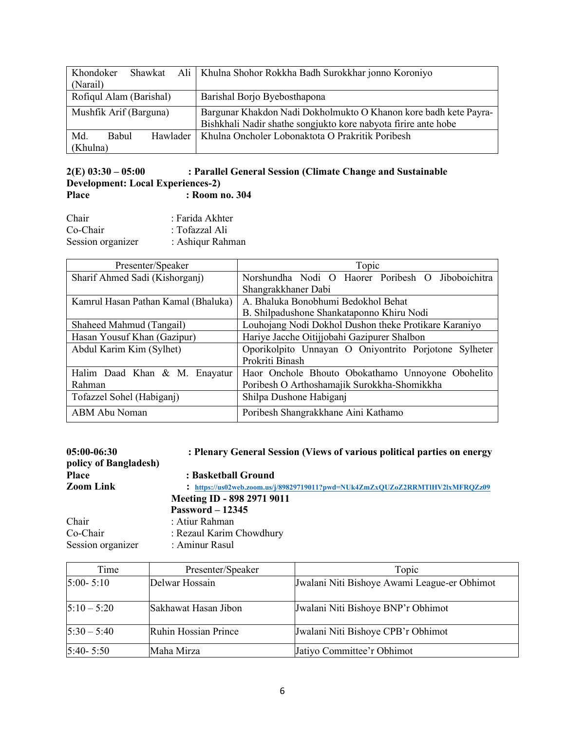| | |
|---|---|
| Khondoker Shawkat Ali (Narail) | Khulna Shohor Rokkha Badh Surokkhar jonno Koroniyo |
| Rofiqul Alam (Barishal) | Barishal Borjo Byebosthapona |
| Mushfik Arif (Barguna) | Bargunar Khakdon Nadi Dokholmukto O Khanon kore badh kete Payra-Bishkhali Nadir shathe songjukto kore nabyota firire ante hobe |
| Md. Babul Hawlader (Khulna) | Khulna Oncholer Lobonaktota O Prakritik Poribesh |

**2(E) 03:30 – 05:00 : Parallel General Session (Climate Change and Sustainable Development: Local Experiences-2)**
**Place : Room no. 304**

Chair : Farida Akhter
Co-Chair : Tofazzal Ali
Session organizer : Ashiqur Rahman

| Presenter/Speaker | Topic |
|---|---|
| Sharif Ahmed Sadi (Kishorganj) | Norshundha Nodi O Haorer Poribesh O Jiboboichitra Shangrakkhaner Dabi |
| Kamrul Hasan Pathan Kamal (Bhaluka) | A. Bhaluka Bonobhumi Bedokhol Behat<br>B. Shilpadushone Shankataponno Khiru Nodi |
| Shaheed Mahmud (Tangail) | Louhojang Nodi Dokhol Dushon theke Protikare Karaniyo |
| Hasan Yousuf Khan (Gazipur) | Hariye Jacche Oitijjobahi Gazipurer Shalbon |
| Abdul Karim Kim (Sylhet) | Oporikolpito Unnayan O Oniyontrito Porjotone Sylheter Prokriti Binash |
| Halim Daad Khan & M. Enayatur Rahman | Haor Onchole Bhouto Obokathamo Unnoyone Obohelito Poribesh O Arthoshamajik Surokkha-Shomikkha |
| Tofazzel Sohel (Habiganj) | Shilpa Dushone Habiganj |
| ABM Abu Noman | Poribesh Shangrakkhane Aini Kathamo |

**05:00-06:30 : Plenary General Session (Views of various political parties on energy policy of Bangladesh)**
**Place : Basketball Ground**
**Zoom Link : https://us02web.zoom.us/j/89829719011?pwd=NUk4ZmZxQUZoZ2RRMTlHV2lxMFRQZz09**
**Meeting ID - 898 2971 9011**
**Password – 12345**

Chair : Atiur Rahman
Co-Chair : Rezaul Karim Chowdhury
Session organizer : Aminur Rasul

| Time | Presenter/Speaker | Topic |
|---|---|---|
| 5:00- 5:10 | Delwar Hossain | Jwalani Niti Bishoye Awami League-er Obhimot |
| 5:10 – 5:20 | Sakhawat Hasan Jibon | Jwalani Niti Bishoye BNP'r Obhimot |
| 5:30 – 5:40 | Ruhin Hossian Prince | Jwalani Niti Bishoye CPB'r Obhimot |
| 5:40- 5:50 | Maha Mirza | Jatiyo Committee'r Obhimot |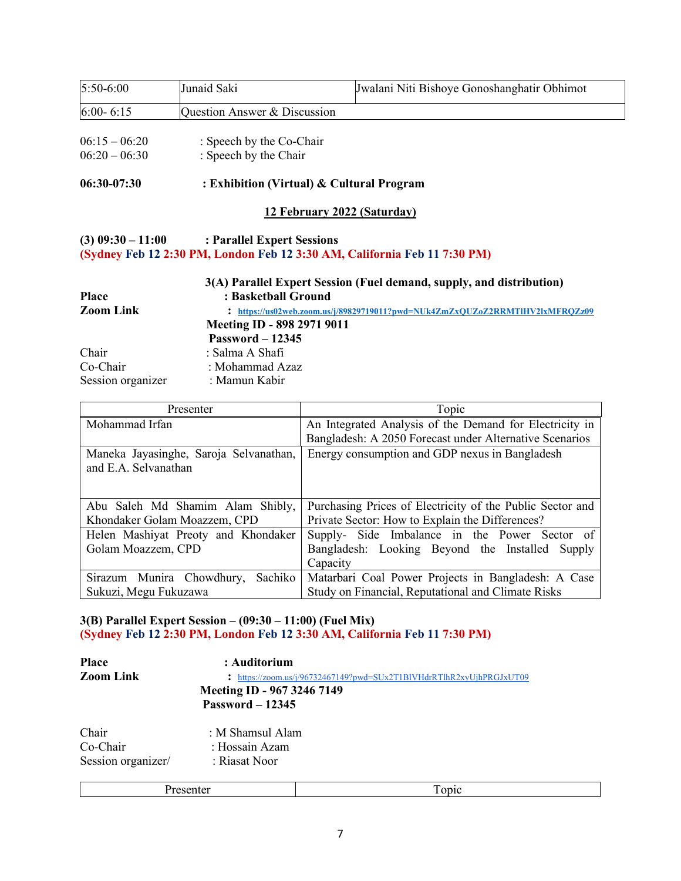| 5:50-6:00 | Junaid Saki | Jwalani Niti Bishoye Gonoshanghatir Obhimot |
|---|---|---|
| 6:00- 6:15 | Question Answer & Discussion | |

06:15 – 06:20 : Speech by the Co-Chair
06:20 – 06:30 : Speech by the Chair

**06:30-07:30 : Exhibition (Virtual) & Cultural Program**

## 12 February 2022 (Saturday)

**(3) 09:30 – 11:00 : Parallel Expert Sessions**
**(Sydney Feb 12 2:30 PM, London Feb 12 3:30 AM, California Feb 11 7:30 PM)**

**3(A) Parallel Expert Session (Fuel demand, supply, and distribution)**

**Place** : **Basketball Ground**
**Zoom Link** : **https://us02web.zoom.us/j/89829719011?pwd=NUk4ZmZxQUZoZ2RRMTlHV2lxMFRQZz09**
**Meeting ID - 898 2971 9011**
**Password – 12345**

Chair : Salma A Shafi
Co-Chair : Mohammad Azaz
Session organizer : Mamun Kabir

| Presenter | Topic |
|---|---|
| Mohammad Irfan | An Integrated Analysis of the Demand for Electricity in Bangladesh: A 2050 Forecast under Alternative Scenarios |
| Maneka Jayasinghe, Saroja Selvanathan, and E.A. Selvanathan | Energy consumption and GDP nexus in Bangladesh |
| Abu Saleh Md Shamim Alam Shibly, Khondaker Golam Moazzem, CPD | Purchasing Prices of Electricity of the Public Sector and Private Sector: How to Explain the Differences? |
| Helen Mashiyat Preoty and Khondaker Golam Moazzem, CPD | Supply- Side Imbalance in the Power Sector of Bangladesh: Looking Beyond the Installed Supply Capacity |
| Sirazum Munira Chowdhury, Sachiko Sukuzi, Megu Fukuzawa | Matarbari Coal Power Projects in Bangladesh: A Case Study on Financial, Reputational and Climate Risks |

**3(B) Parallel Expert Session – (09:30 – 11:00) (Fuel Mix)**
**(Sydney Feb 12 2:30 PM, London Feb 12 3:30 AM, California Feb 11 7:30 PM)**

**Place** : **Auditorium**
**Zoom Link** : https://zoom.us/j/96732467149?pwd=SUx2T1BlVHdrRTlhR2xyUjhPRGJxUT09
**Meeting ID - 967 3246 7149**
**Password – 12345**

Chair : M Shamsul Alam
Co-Chair : Hossain Azam
Session organizer/ : Riasat Noor

| Presenter | Topic |
|---|---|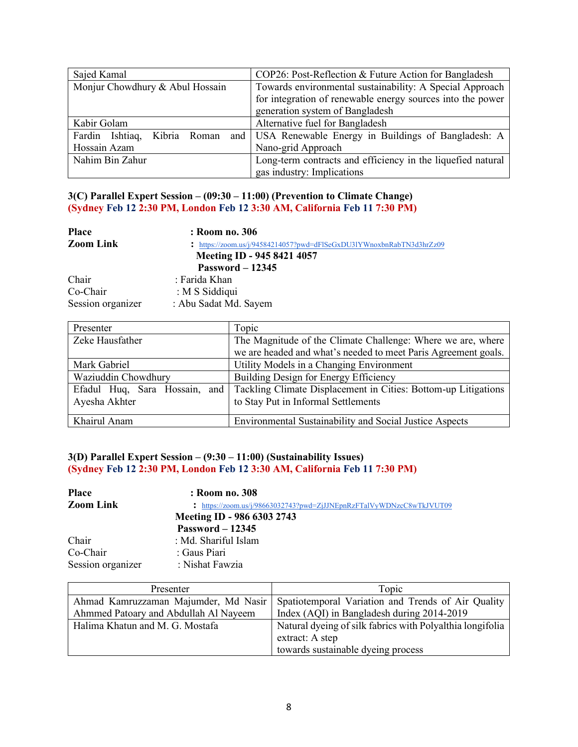| Sajed Kamal | COP26: Post-Reflection & Future Action for Bangladesh |
|---|---|
| Monjur Chowdhury & Abul Hossain | Towards environmental sustainability: A Special Approach for integration of renewable energy sources into the power generation system of Bangladesh |
| Kabir Golam | Alternative fuel for Bangladesh |
| Fardin Ishtiaq, Kibria Roman and Hossain Azam | USA Renewable Energy in Buildings of Bangladesh: A Nano-grid Approach |
| Nahim Bin Zahur | Long-term contracts and efficiency in the liquefied natural gas industry: Implications |

### 3(C) Parallel Expert Session – (09:30 – 11:00) (Prevention to Climate Change)

**(Sydney Feb 12 2:30 PM, London Feb 12 3:30 AM, California Feb 11 7:30 PM)**

**Place** : **Room no. 306**

**Zoom Link** : https://zoom.us/j/94584214057?pwd=dFlSeGxDU3lYWnoxbnRabTN3d3hrZz09

**Meeting ID - 945 8421 4057**

**Password – 12345**

Chair : Farida Khan

Co-Chair : M S Siddiqui

Session organizer : Abu Sadat Md. Sayem

| Presenter | Topic |
|---|---|
| Zeke Hausfather | The Magnitude of the Climate Challenge: Where we are, where we are headed and what's needed to meet Paris Agreement goals. |
| Mark Gabriel | Utility Models in a Changing Environment |
| Waziuddin Chowdhury | Building Design for Energy Efficiency |
| Efadul Huq, Sara Hossain, and Ayesha Akhter | Tackling Climate Displacement in Cities: Bottom-up Litigations to Stay Put in Informal Settlements |
| Khairul Anam | Environmental Sustainability and Social Justice Aspects |

### 3(D) Parallel Expert Session – (9:30 – 11:00) (Sustainability Issues)

**(Sydney Feb 12 2:30 PM, London Feb 12 3:30 AM, California Feb 11 7:30 PM)**

**Place** : **Room no. 308**

**Zoom Link** : https://zoom.us/j/98663032743?pwd=ZjJJNEpnRzFTalVyWDNzcC8wTkJVUT09

**Meeting ID - 986 6303 2743**

**Password – 12345**

Chair : Md. Shariful Islam

Co-Chair : Gaus Piari

Session organizer : Nishat Fawzia

| Presenter | Topic |
|---|---|
| Ahmad Kamruzzaman Majumder, Md Nasir Ahmmed Patoary and Abdullah Al Nayeem | Spatiotemporal Variation and Trends of Air Quality Index (AQI) in Bangladesh during 2014-2019 |
| Halima Khatun and M. G. Mostafa | Natural dyeing of silk fabrics with Polyalthia longifolia extract: A step towards sustainable dyeing process |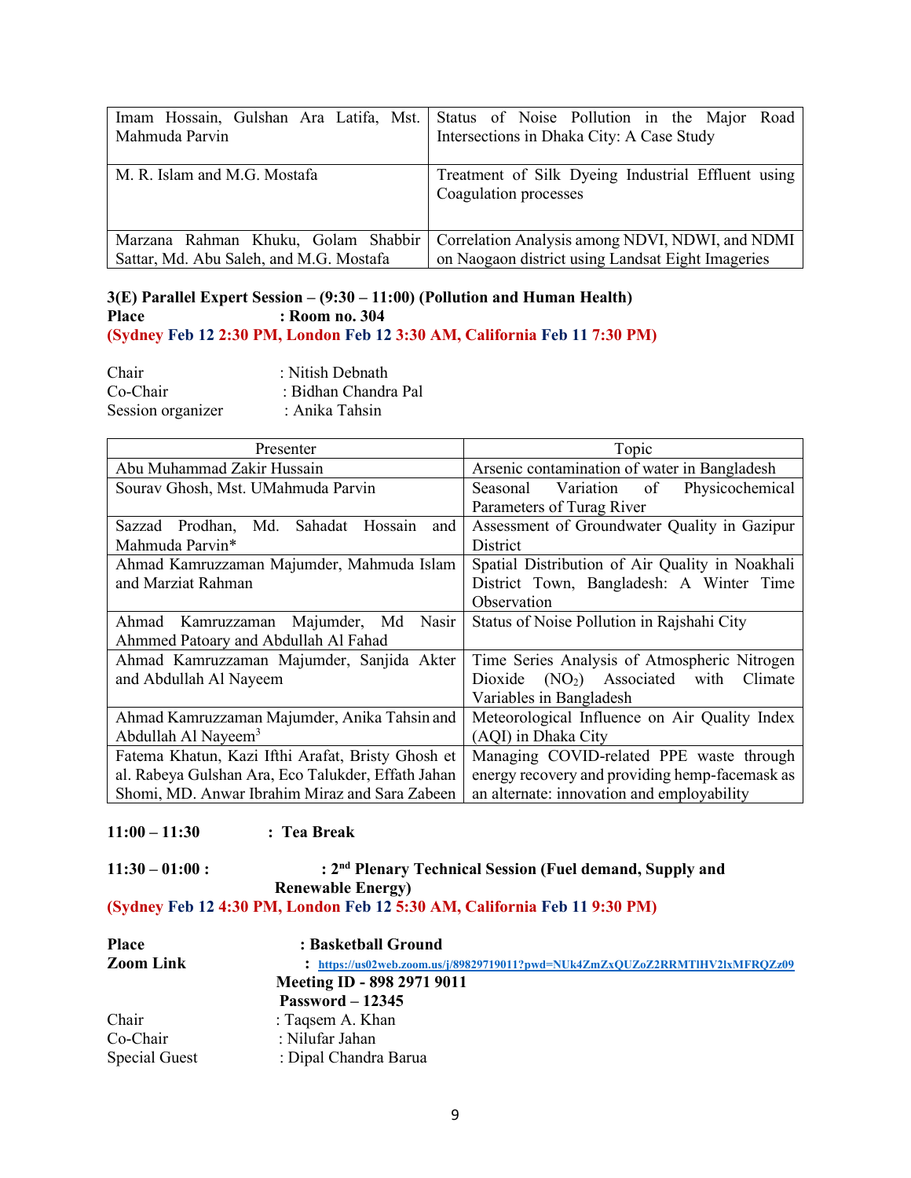| | |
|---|---|
| Imam Hossain, Gulshan Ara Latifa, Mst. Mahmuda Parvin | Status of Noise Pollution in the Major Road Intersections in Dhaka City: A Case Study |
| M. R. Islam and M.G. Mostafa | Treatment of Silk Dyeing Industrial Effluent using Coagulation processes |
| Marzana Rahman Khuku, Golam Shabbir Sattar, Md. Abu Saleh, and M.G. Mostafa | Correlation Analysis among NDVI, NDWI, and NDMI on Naogaon district using Landsat Eight Imageries |

**3(E) Parallel Expert Session – (9:30 – 11:00) (Pollution and Human Health)**
**Place : Room no. 304**
**(Sydney Feb 12 2:30 PM, London Feb 12 3:30 AM, California Feb 11 7:30 PM)**

Chair : Nitish Debnath
Co-Chair : Bidhan Chandra Pal
Session organizer : Anika Tahsin

| Presenter | Topic |
|---|---|
| Abu Muhammad Zakir Hussain | Arsenic contamination of water in Bangladesh |
| Sourav Ghosh, Mst. UMahmuda Parvin | Seasonal Variation of Physicochemical Parameters of Turag River |
| Sazzad Prodhan, Md. Sahadat Hossain and Mahmuda Parvin* | Assessment of Groundwater Quality in Gazipur District |
| Ahmad Kamruzzaman Majumder, Mahmuda Islam and Marziat Rahman | Spatial Distribution of Air Quality in Noakhali District Town, Bangladesh: A Winter Time Observation |
| Ahmad Kamruzzaman Majumder, Md Nasir Ahmmed Patoary and Abdullah Al Fahad | Status of Noise Pollution in Rajshahi City |
| Ahmad Kamruzzaman Majumder, Sanjida Akter and Abdullah Al Nayeem | Time Series Analysis of Atmospheric Nitrogen Dioxide ($NO_2$) Associated with Climate Variables in Bangladesh |
| Ahmad Kamruzzaman Majumder, Anika Tahsin and Abdullah Al Nayeem[3] | Meteorological Influence on Air Quality Index (AQI) in Dhaka City |
| Fatema Khatun, Kazi Ifthi Arafat, Bristy Ghosh et al. Rabeya Gulshan Ara, Eco Talukder, Effath Jahan Shomi, MD. Anwar Ibrahim Miraz and Sara Zabeen | Managing COVID-related PPE waste through energy recovery and providing hemp-facemask as an alternate: innovation and employability |

**11:00 – 11:30 : Tea Break**

**11:30 – 01:00 : 2nd Plenary Technical Session (Fuel demand, Supply and Renewable Energy)**
**(Sydney Feb 12 4:30 PM, London Feb 12 5:30 AM, California Feb 11 9:30 PM)**

**Place : Basketball Ground**
**Zoom Link : https://us02web.zoom.us/j/89829719011?pwd=NUk4ZmZxQUZoZ2RRMTlHV2lxMFRQZz09**
**Meeting ID - 898 2971 9011**
**Password – 12345**

Chair : Taqsem A. Khan
Co-Chair : Nilufar Jahan
Special Guest : Dipal Chandra Barua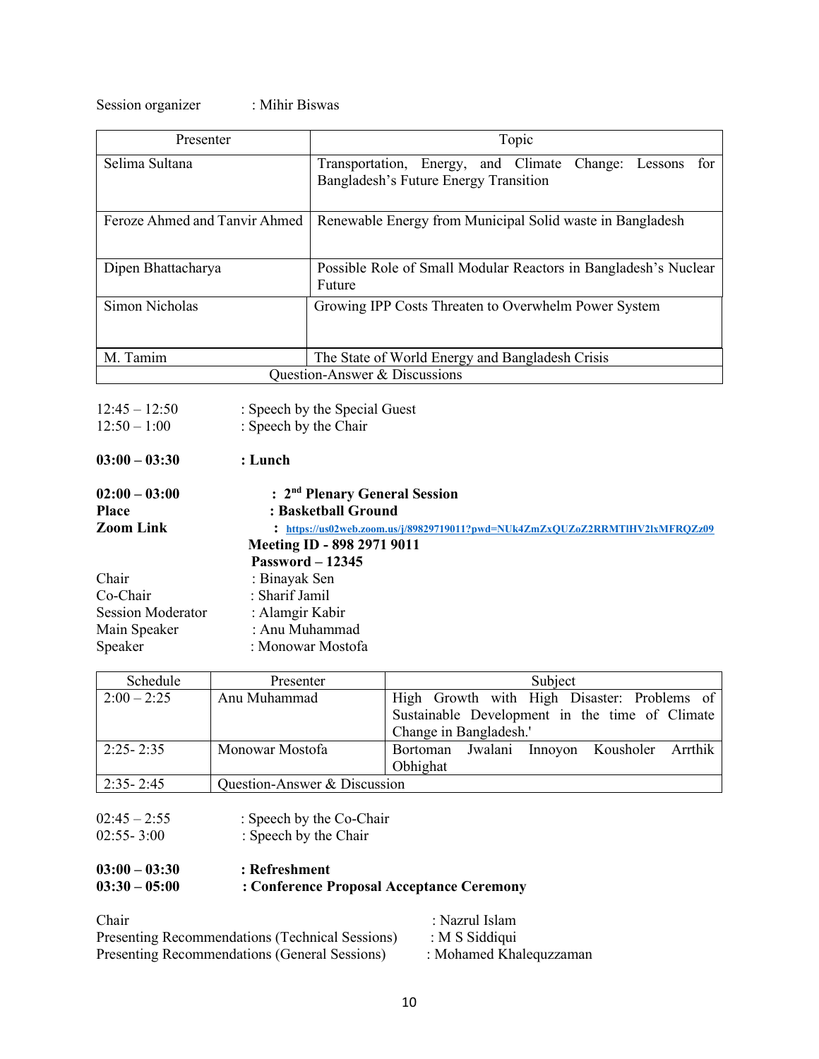Session organizer : Mihir Biswas

| Presenter | Topic |
|---|---|
| Selima Sultana | Transportation, Energy, and Climate Change: Lessons for Bangladesh's Future Energy Transition |
| Feroze Ahmed and Tanvir Ahmed | Renewable Energy from Municipal Solid waste in Bangladesh |
| Dipen Bhattacharya | Possible Role of Small Modular Reactors in Bangladesh's Nuclear Future |
| Simon Nicholas | Growing IPP Costs Threaten to Overwhelm Power System |
| M. Tamim | The State of World Energy and Bangladesh Crisis |
| Question-Answer & Discussions | |

12:45 – 12:50 : Speech by the Special Guest
12:50 – 1:00 : Speech by the Chair

**03:00 – 03:30 : Lunch**

**02:00 – 03:00 : 2nd Plenary General Session**
**Place : Basketball Ground**
**Zoom Link : https://us02web.zoom.us/j/89829719011?pwd=NUk4ZmZxQUZoZ2RRMTlHV2lxMFRQZz09**
**Meeting ID - 898 2971 9011**
**Password – 12345**

Chair : Binayak Sen
Co-Chair : Sharif Jamil
Session Moderator : Alamgir Kabir
Main Speaker : Anu Muhammad
Speaker : Monowar Mostofa

| Schedule | Presenter | Subject |
|---|---|---|
| 2:00 – 2:25 | Anu Muhammad | High Growth with High Disaster: Problems of Sustainable Development in the time of Climate Change in Bangladesh.' |
| 2:25- 2:35 | Monowar Mostofa | Bortoman Jwalani Innoyon Kousholer Arrthik Obhighat |
| 2:35- 2:45 | Question-Answer & Discussion | |

02:45 – 2:55 : Speech by the Co-Chair
02:55- 3:00 : Speech by the Chair

**03:00 – 03:30 : Refreshment**
**03:30 – 05:00 : Conference Proposal Acceptance Ceremony**

Chair : Nazrul Islam
Presenting Recommendations (Technical Sessions) : M S Siddiqui
Presenting Recommendations (General Sessions) : Mohamed Khalequzzaman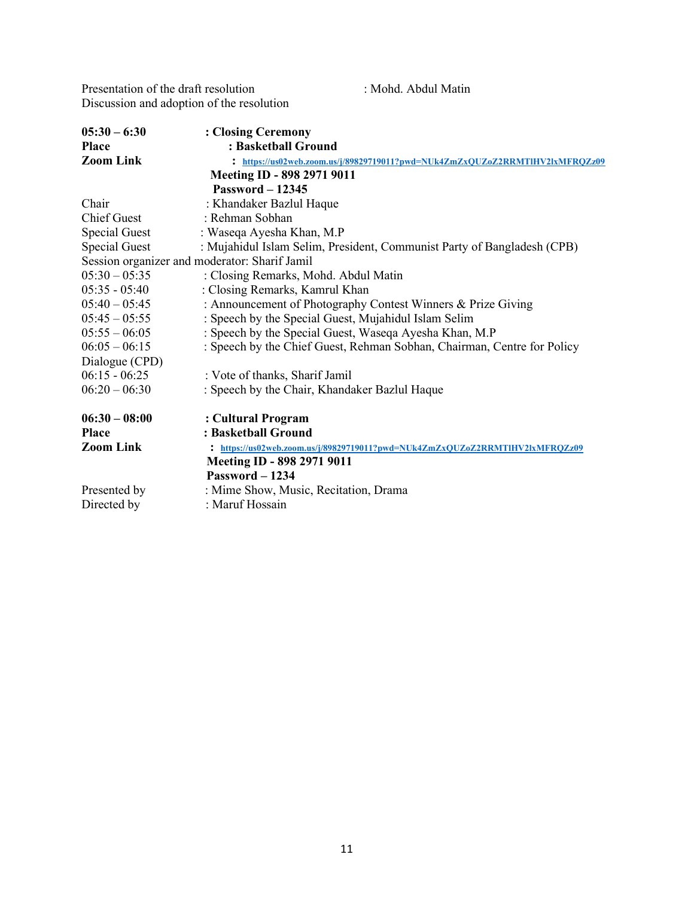Presentation of the draft resolution : Mohd. Abdul Matin
Discussion and adoption of the resolution

**05:30 – 6:30** : **Closing Ceremony**
**Place** : **Basketball Ground**
**Zoom Link** : https://us02web.zoom.us/j/89829719011?pwd=NUk4ZmZxQUZoZ2RRMTlHV2lxMFRQZz09
**Meeting ID - 898 2971 9011**
**Password – 12345**

Chair : Khandaker Bazlul Haque
Chief Guest : Rehman Sobhan
Special Guest : Waseqa Ayesha Khan, M.P
Special Guest : Mujahidul Islam Selim, President, Communist Party of Bangladesh (CPB)
Session organizer and moderator: Sharif Jamil
05:30 – 05:35 : Closing Remarks, Mohd. Abdul Matin
05:35 - 05:40 : Closing Remarks, Kamrul Khan
05:40 – 05:45 : Announcement of Photography Contest Winners & Prize Giving
05:45 – 05:55 : Speech by the Special Guest, Mujahidul Islam Selim
05:55 – 06:05 : Speech by the Special Guest, Waseqa Ayesha Khan, M.P
06:05 – 06:15 : Speech by the Chief Guest, Rehman Sobhan, Chairman, Centre for Policy Dialogue (CPD)
06:15 - 06:25 : Vote of thanks, Sharif Jamil
06:20 – 06:30 : Speech by the Chair, Khandaker Bazlul Haque

**06:30 – 08:00** : **Cultural Program**
**Place** : **Basketball Ground**
**Zoom Link** : https://us02web.zoom.us/j/89829719011?pwd=NUk4ZmZxQUZoZ2RRMTlHV2lxMFRQZz09
**Meeting ID - 898 2971 9011**
**Password – 1234**

Presented by : Mime Show, Music, Recitation, Drama
Directed by : Maruf Hossain